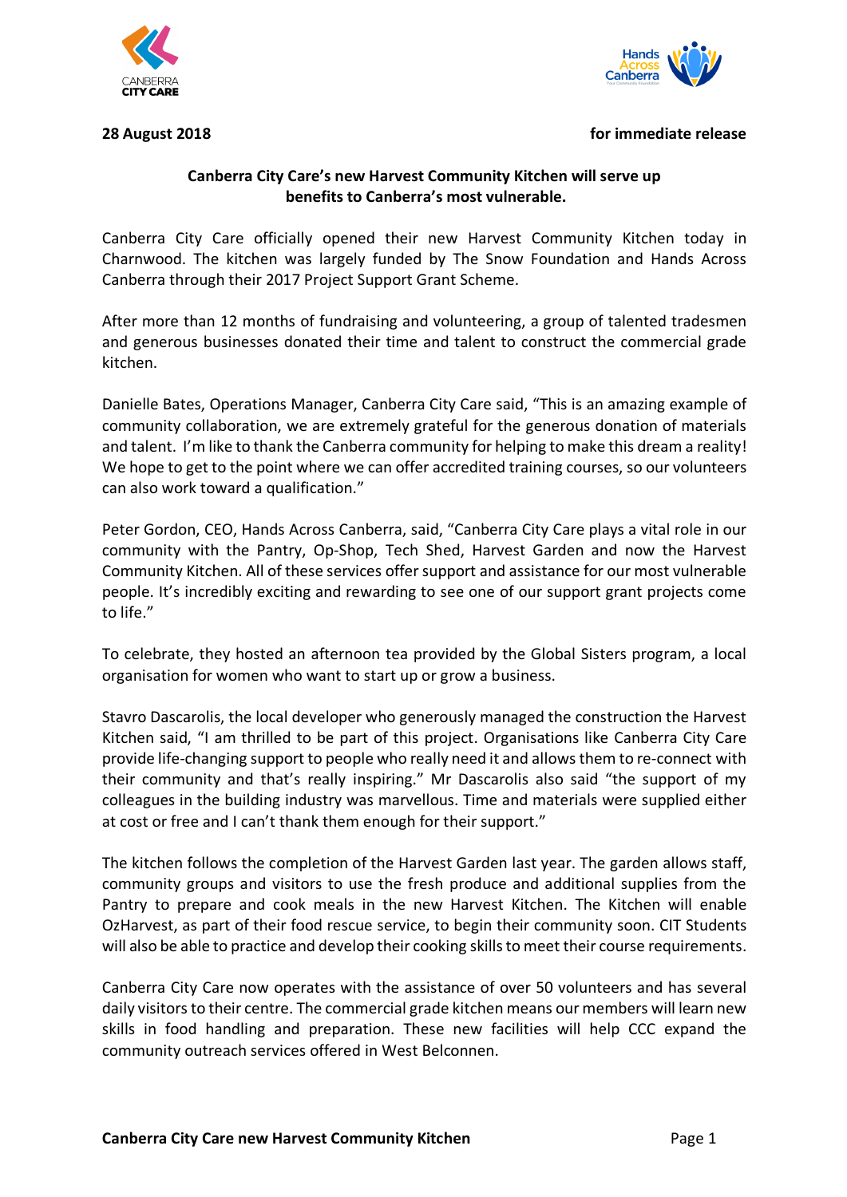**28 August 2018** **for immediate release**

**Canberra City Care's new Harvest Community Kitchen will serve up benefits to Canberra's most vulnerable.**

Canberra City Care officially opened their new Harvest Community Kitchen today in Charnwood. The kitchen was largely funded by The Snow Foundation and Hands Across Canberra through their 2017 Project Support Grant Scheme.

After more than 12 months of fundraising and volunteering, a group of talented tradesmen and generous businesses donated their time and talent to construct the commercial grade kitchen.

Danielle Bates, Operations Manager, Canberra City Care said, "This is an amazing example of community collaboration, we are extremely grateful for the generous donation of materials and talent. I'm like to thank the Canberra community for helping to make this dream a reality! We hope to get to the point where we can offer accredited training courses, so our volunteers can also work toward a qualification."

Peter Gordon, CEO, Hands Across Canberra, said, "Canberra City Care plays a vital role in our community with the Pantry, Op-Shop, Tech Shed, Harvest Garden and now the Harvest Community Kitchen. All of these services offer support and assistance for our most vulnerable people. It's incredibly exciting and rewarding to see one of our support grant projects come to life."

To celebrate, they hosted an afternoon tea provided by the Global Sisters program, a local organisation for women who want to start up or grow a business.

Stavro Dascarolis, the local developer who generously managed the construction the Harvest Kitchen said, "I am thrilled to be part of this project. Organisations like Canberra City Care provide life-changing support to people who really need it and allows them to re-connect with their community and that's really inspiring." Mr Dascarolis also said "the support of my colleagues in the building industry was marvellous. Time and materials were supplied either at cost or free and I can't thank them enough for their support."

The kitchen follows the completion of the Harvest Garden last year. The garden allows staff, community groups and visitors to use the fresh produce and additional supplies from the Pantry to prepare and cook meals in the new Harvest Kitchen. The Kitchen will enable OzHarvest, as part of their food rescue service, to begin their community soon. CIT Students will also be able to practice and develop their cooking skills to meet their course requirements.

Canberra City Care now operates with the assistance of over 50 volunteers and has several daily visitors to their centre. The commercial grade kitchen means our members will learn new skills in food handling and preparation. These new facilities will help CCC expand the community outreach services offered in West Belconnen.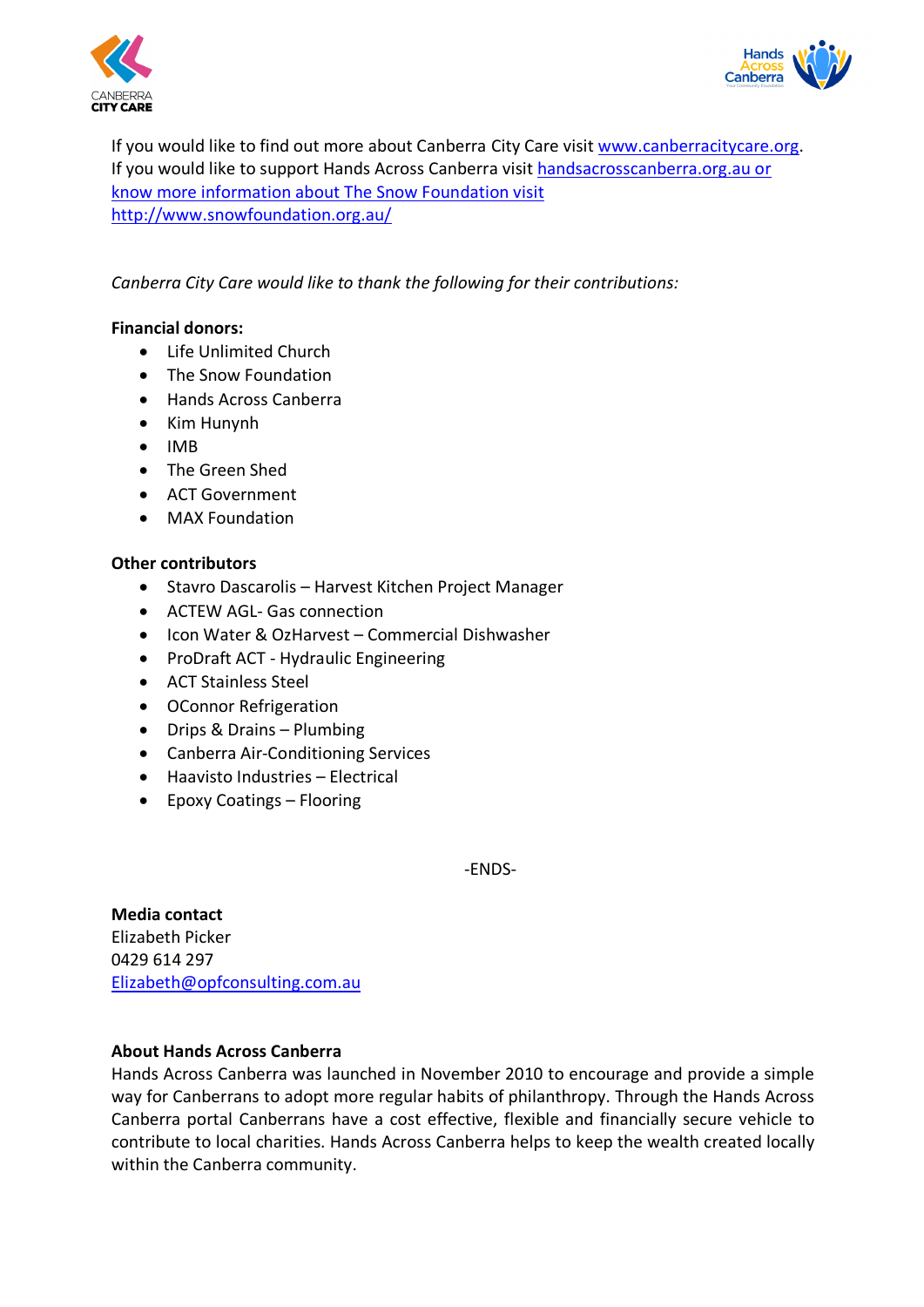If you would like to find out more about Canberra City Care visit www.canberracitycare.org.
If you would like to support Hands Across Canberra visit handsacrosscanberra.org.au or know more information about The Snow Foundation visit http://www.snowfoundation.org.au/

*Canberra City Care would like to thank the following for their contributions:*

**Financial donors:**

- Life Unlimited Church
- The Snow Foundation
- Hands Across Canberra
- Kim Hunynh
- IMB
- The Green Shed
- ACT Government
- MAX Foundation

**Other contributors**

- Stavro Dascarolis – Harvest Kitchen Project Manager
- ACTEW AGL- Gas connection
- Icon Water & OzHarvest – Commercial Dishwasher
- ProDraft ACT - Hydraulic Engineering
- ACT Stainless Steel
- OConnor Refrigeration
- Drips & Drains – Plumbing
- Canberra Air-Conditioning Services
- Haavisto Industries – Electrical
- Epoxy Coatings – Flooring

-ENDS-

**Media contact**
Elizabeth Picker
0429 614 297
Elizabeth@opfconsulting.com.au

**About Hands Across Canberra**
Hands Across Canberra was launched in November 2010 to encourage and provide a simple way for Canberrans to adopt more regular habits of philanthropy. Through the Hands Across Canberra portal Canberrans have a cost effective, flexible and financially secure vehicle to contribute to local charities. Hands Across Canberra helps to keep the wealth created locally within the Canberra community.